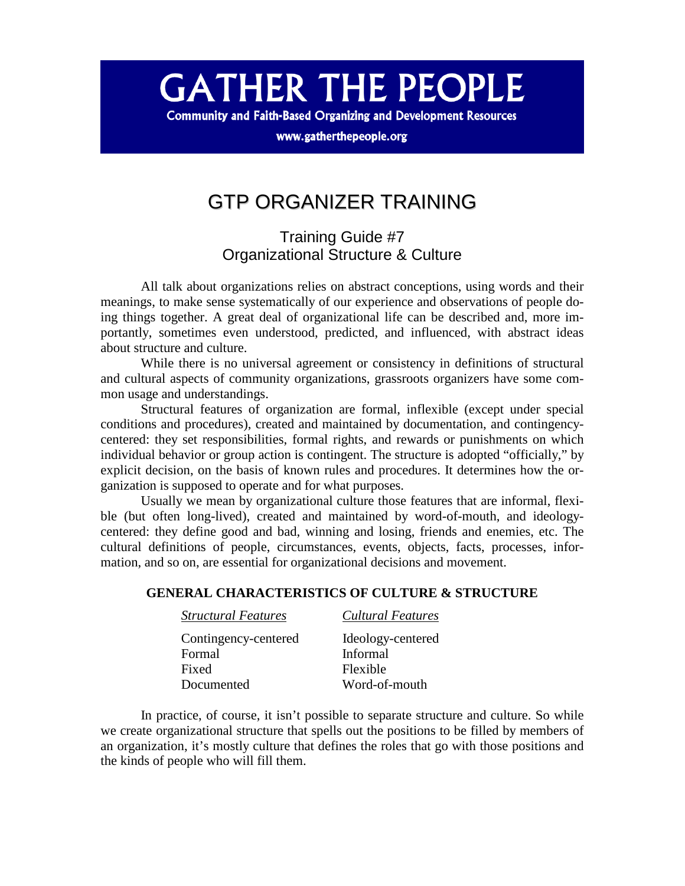# GATHER THE PEOPLE

**Community and Faith-Based Organizing and Development Resources**

**www.gatherthepeople.org**

# GTP ORGANIZER TRAINING

## Training Guide #7
## Organizational Structure & Culture

All talk about organizations relies on abstract conceptions, using words and their meanings, to make sense systematically of our experience and observations of people doing things together. A great deal of organizational life can be described and, more importantly, sometimes even understood, predicted, and influenced, with abstract ideas about structure and culture.

While there is no universal agreement or consistency in definitions of structural and cultural aspects of community organizations, grassroots organizers have some common usage and understandings.

Structural features of organization are formal, inflexible (except under special conditions and procedures), created and maintained by documentation, and contingency-centered: they set responsibilities, formal rights, and rewards or punishments on which individual behavior or group action is contingent. The structure is adopted "officially," by explicit decision, on the basis of known rules and procedures. It determines how the organization is supposed to operate and for what purposes.

Usually we mean by organizational culture those features that are informal, flexible (but often long-lived), created and maintained by word-of-mouth, and ideology-centered: they define good and bad, winning and losing, friends and enemies, etc. The cultural definitions of people, circumstances, events, objects, facts, processes, information, and so on, are essential for organizational decisions and movement.

**GENERAL CHARACTERISTICS OF CULTURE & STRUCTURE**

| *Structural Features* | *Cultural Features* |
|---|---|
| Contingency-centered | Ideology-centered |
| Formal | Informal |
| Fixed | Flexible |
| Documented | Word-of-mouth |

In practice, of course, it isn't possible to separate structure and culture. So while we create organizational structure that spells out the positions to be filled by members of an organization, it's mostly culture that defines the roles that go with those positions and the kinds of people who will fill them.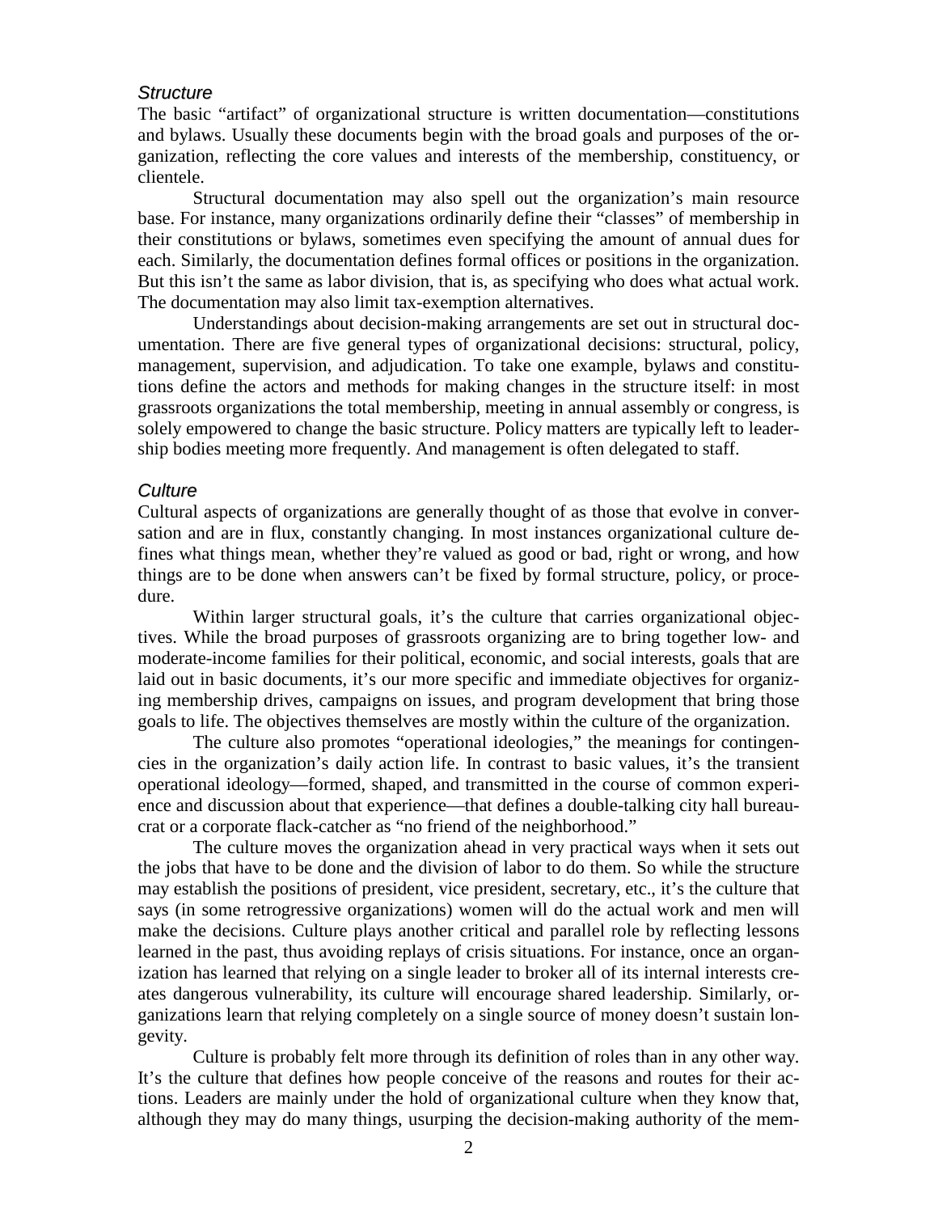### *Structure*

The basic "artifact" of organizational structure is written documentation—constitutions and bylaws. Usually these documents begin with the broad goals and purposes of the organization, reflecting the core values and interests of the membership, constituency, or clientele.

Structural documentation may also spell out the organization's main resource base. For instance, many organizations ordinarily define their "classes" of membership in their constitutions or bylaws, sometimes even specifying the amount of annual dues for each. Similarly, the documentation defines formal offices or positions in the organization. But this isn't the same as labor division, that is, as specifying who does what actual work. The documentation may also limit tax-exemption alternatives.

Understandings about decision-making arrangements are set out in structural documentation. There are five general types of organizational decisions: structural, policy, management, supervision, and adjudication. To take one example, bylaws and constitutions define the actors and methods for making changes in the structure itself: in most grassroots organizations the total membership, meeting in annual assembly or congress, is solely empowered to change the basic structure. Policy matters are typically left to leadership bodies meeting more frequently. And management is often delegated to staff.

### *Culture*

Cultural aspects of organizations are generally thought of as those that evolve in conversation and are in flux, constantly changing. In most instances organizational culture defines what things mean, whether they're valued as good or bad, right or wrong, and how things are to be done when answers can't be fixed by formal structure, policy, or procedure.

Within larger structural goals, it's the culture that carries organizational objectives. While the broad purposes of grassroots organizing are to bring together low- and moderate-income families for their political, economic, and social interests, goals that are laid out in basic documents, it's our more specific and immediate objectives for organizing membership drives, campaigns on issues, and program development that bring those goals to life. The objectives themselves are mostly within the culture of the organization.

The culture also promotes "operational ideologies," the meanings for contingencies in the organization's daily action life. In contrast to basic values, it's the transient operational ideology—formed, shaped, and transmitted in the course of common experience and discussion about that experience—that defines a double-talking city hall bureaucrat or a corporate flack-catcher as "no friend of the neighborhood."

The culture moves the organization ahead in very practical ways when it sets out the jobs that have to be done and the division of labor to do them. So while the structure may establish the positions of president, vice president, secretary, etc., it's the culture that says (in some retrogressive organizations) women will do the actual work and men will make the decisions. Culture plays another critical and parallel role by reflecting lessons learned in the past, thus avoiding replays of crisis situations. For instance, once an organization has learned that relying on a single leader to broker all of its internal interests creates dangerous vulnerability, its culture will encourage shared leadership. Similarly, organizations learn that relying completely on a single source of money doesn't sustain longevity.

Culture is probably felt more through its definition of roles than in any other way. It's the culture that defines how people conceive of the reasons and routes for their actions. Leaders are mainly under the hold of organizational culture when they know that, although they may do many things, usurping the decision-making authority of the mem-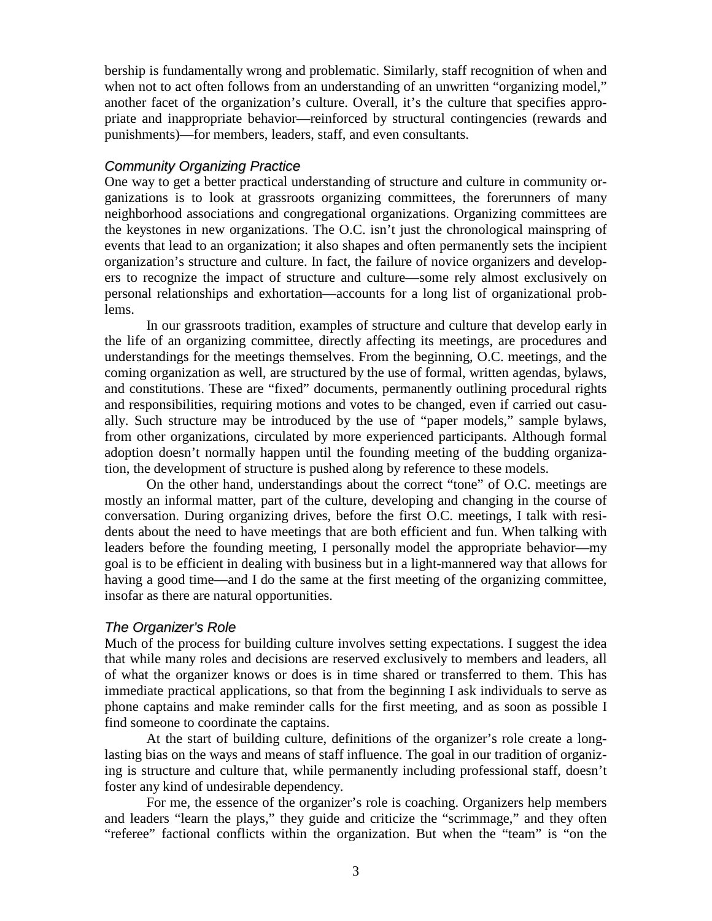bership is fundamentally wrong and problematic. Similarly, staff recognition of when and when not to act often follows from an understanding of an unwritten "organizing model," another facet of the organization's culture. Overall, it's the culture that specifies appropriate and inappropriate behavior—reinforced by structural contingencies (rewards and punishments)—for members, leaders, staff, and even consultants.

### *Community Organizing Practice*

One way to get a better practical understanding of structure and culture in community organizations is to look at grassroots organizing committees, the forerunners of many neighborhood associations and congregational organizations. Organizing committees are the keystones in new organizations. The O.C. isn't just the chronological mainspring of events that lead to an organization; it also shapes and often permanently sets the incipient organization's structure and culture. In fact, the failure of novice organizers and developers to recognize the impact of structure and culture—some rely almost exclusively on personal relationships and exhortation—accounts for a long list of organizational problems.

In our grassroots tradition, examples of structure and culture that develop early in the life of an organizing committee, directly affecting its meetings, are procedures and understandings for the meetings themselves. From the beginning, O.C. meetings, and the coming organization as well, are structured by the use of formal, written agendas, bylaws, and constitutions. These are "fixed" documents, permanently outlining procedural rights and responsibilities, requiring motions and votes to be changed, even if carried out casually. Such structure may be introduced by the use of "paper models," sample bylaws, from other organizations, circulated by more experienced participants. Although formal adoption doesn't normally happen until the founding meeting of the budding organization, the development of structure is pushed along by reference to these models.

On the other hand, understandings about the correct "tone" of O.C. meetings are mostly an informal matter, part of the culture, developing and changing in the course of conversation. During organizing drives, before the first O.C. meetings, I talk with residents about the need to have meetings that are both efficient and fun. When talking with leaders before the founding meeting, I personally model the appropriate behavior—my goal is to be efficient in dealing with business but in a light-mannered way that allows for having a good time—and I do the same at the first meeting of the organizing committee, insofar as there are natural opportunities.

### *The Organizer's Role*

Much of the process for building culture involves setting expectations. I suggest the idea that while many roles and decisions are reserved exclusively to members and leaders, all of what the organizer knows or does is in time shared or transferred to them. This has immediate practical applications, so that from the beginning I ask individuals to serve as phone captains and make reminder calls for the first meeting, and as soon as possible I find someone to coordinate the captains.

At the start of building culture, definitions of the organizer's role create a long-lasting bias on the ways and means of staff influence. The goal in our tradition of organizing is structure and culture that, while permanently including professional staff, doesn't foster any kind of undesirable dependency.

For me, the essence of the organizer's role is coaching. Organizers help members and leaders "learn the plays," they guide and criticize the "scrimmage," and they often "referee" factional conflicts within the organization. But when the "team" is "on the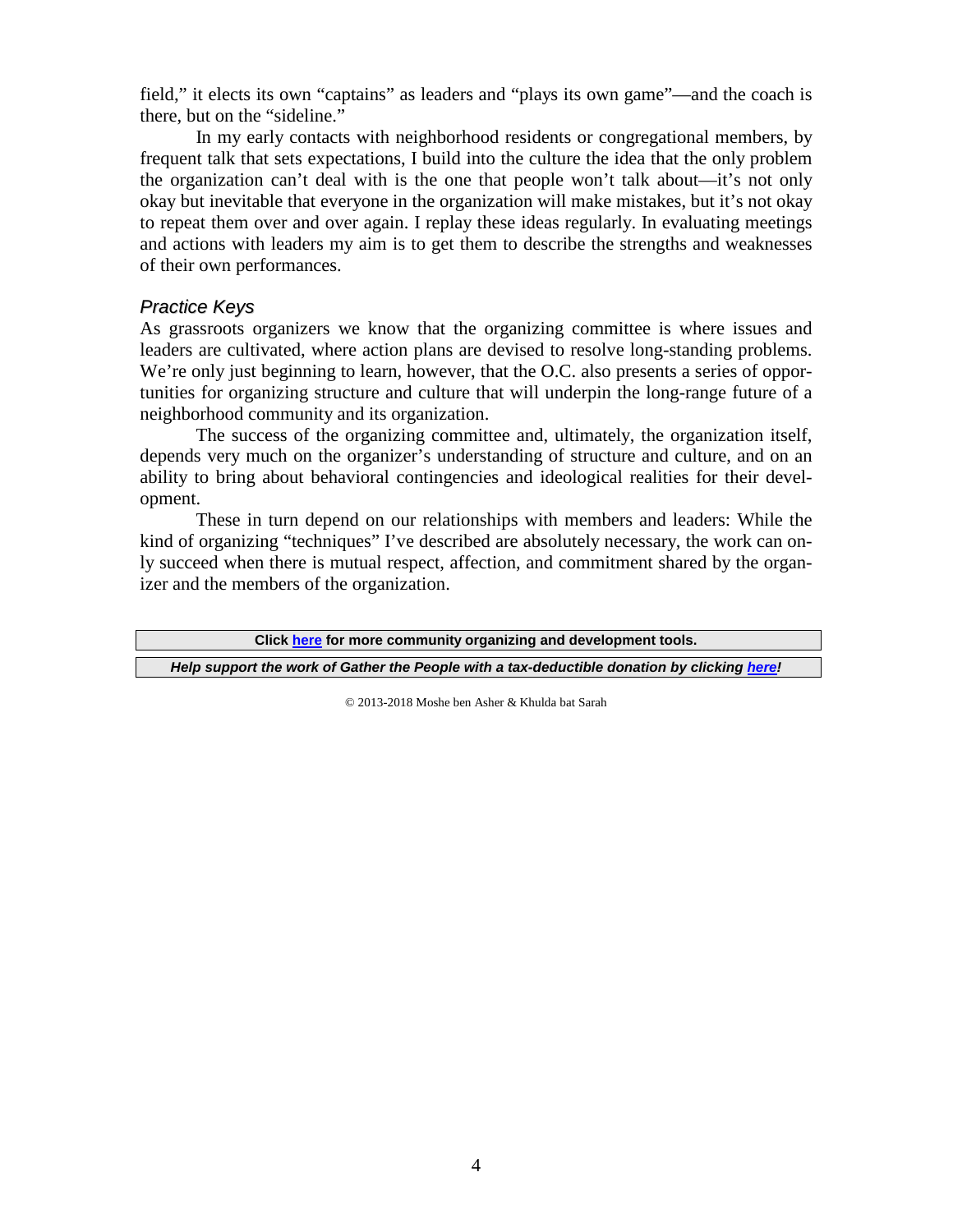field," it elects its own "captains" as leaders and "plays its own game"—and the coach is there, but on the "sideline."

In my early contacts with neighborhood residents or congregational members, by frequent talk that sets expectations, I build into the culture the idea that the only problem the organization can't deal with is the one that people won't talk about—it's not only okay but inevitable that everyone in the organization will make mistakes, but it's not okay to repeat them over and over again. I replay these ideas regularly. In evaluating meetings and actions with leaders my aim is to get them to describe the strengths and weaknesses of their own performances.

### *Practice Keys*

As grassroots organizers we know that the organizing committee is where issues and leaders are cultivated, where action plans are devised to resolve long-standing problems. We're only just beginning to learn, however, that the O.C. also presents a series of opportunities for organizing structure and culture that will underpin the long-range future of a neighborhood community and its organization.

The success of the organizing committee and, ultimately, the organization itself, depends very much on the organizer's understanding of structure and culture, and on an ability to bring about behavioral contingencies and ideological realities for their development.

These in turn depend on our relationships with members and leaders: While the kind of organizing "techniques" I've described are absolutely necessary, the work can only succeed when there is mutual respect, affection, and commitment shared by the organizer and the members of the organization.

**Click here for more community organizing and development tools.**

***Help support the work of Gather the People with a tax-deductible donation by clicking here!***

© 2013-2018 Moshe ben Asher & Khulda bat Sarah